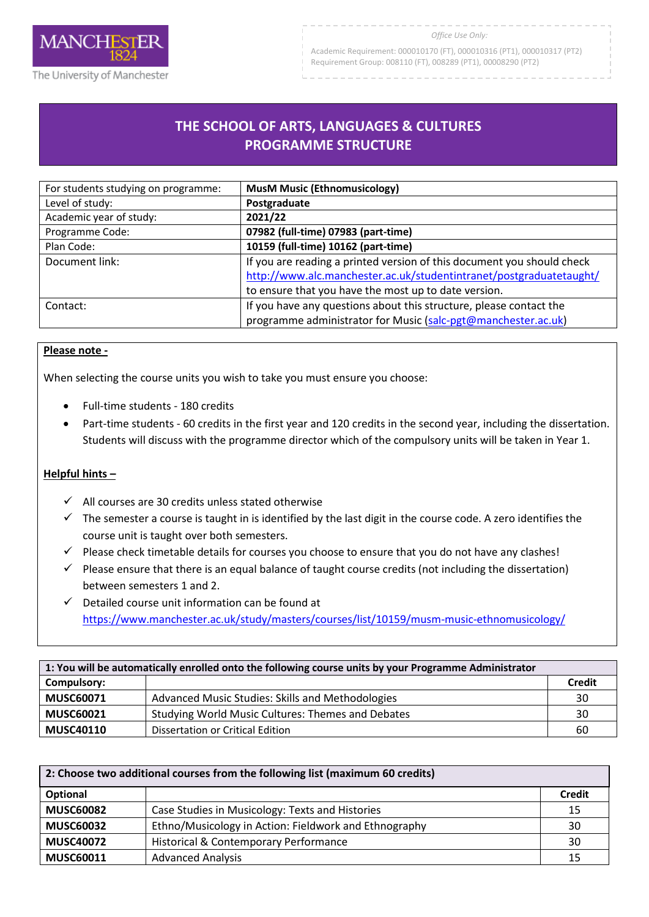MANCHESTER 1824
The University of Manchester

*Office Use Only:*
Academic Requirement: 000010170 (FT), 000010316 (PT1), 000010317 (PT2)
Requirement Group: 008110 (FT), 008289 (PT1), 00008290 (PT2)

# THE SCHOOL OF ARTS, LANGUAGES & CULTURES
# PROGRAMME STRUCTURE

| For students studying on programme: | **MusM Music (Ethnomusicology)** |
|---|---|
| Level of study: | **Postgraduate** |
| Academic year of study: | **2021/22** |
| Programme Code: | **07982 (full-time) 07983 (part-time)** |
| Plan Code: | **10159 (full-time) 10162 (part-time)** |
| Document link: | If you are reading a printed version of this document you should check http://www.alc.manchester.ac.uk/studentintranet/postgraduatetaught/ to ensure that you have the most up to date version. |
| Contact: | If you have any questions about this structure, please contact the programme administrator for Music (salc-pgt@manchester.ac.uk) |

**Please note -**

When selecting the course units you wish to take you must ensure you choose:

- Full-time students - 180 credits
- Part-time students - 60 credits in the first year and 120 credits in the second year, including the dissertation. Students will discuss with the programme director which of the compulsory units will be taken in Year 1.

**Helpful hints –**

- ✓ All courses are 30 credits unless stated otherwise
- ✓ The semester a course is taught in is identified by the last digit in the course code. A zero identifies the course unit is taught over both semesters.
- ✓ Please check timetable details for courses you choose to ensure that you do not have any clashes!
- ✓ Please ensure that there is an equal balance of taught course credits (not including the dissertation) between semesters 1 and 2.
- ✓ Detailed course unit information can be found at https://www.manchester.ac.uk/study/masters/courses/list/10159/musm-music-ethnomusicology/

| **1: You will be automatically enrolled onto the following course units by your Programme Administrator** | | |
|---|---|---|
| **Compulsory:** | | **Credit** |
| **MUSC60071** | Advanced Music Studies: Skills and Methodologies | 30 |
| **MUSC60021** | Studying World Music Cultures: Themes and Debates | 30 |
| **MUSC40110** | Dissertation or Critical Edition | 60 |

| **2: Choose two additional courses from the following list (maximum 60 credits)** | | |
|---|---|---|
| **Optional** | | **Credit** |
| **MUSC60082** | Case Studies in Musicology: Texts and Histories | 15 |
| **MUSC60032** | Ethno/Musicology in Action: Fieldwork and Ethnography | 30 |
| **MUSC40072** | Historical & Contemporary Performance | 30 |
| **MUSC60011** | Advanced Analysis | 15 |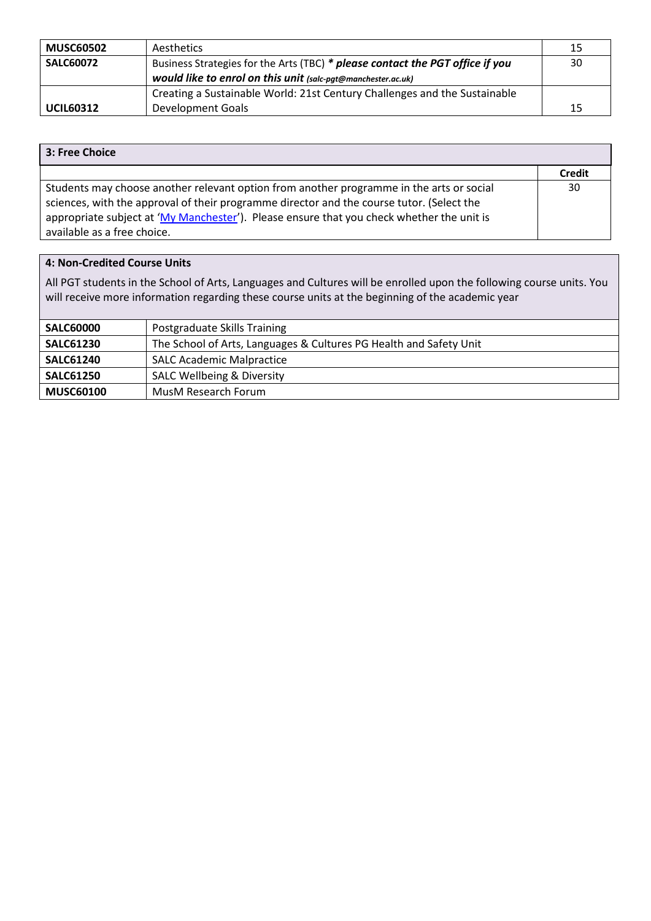| | | |
|---|---|---|
| **MUSC60502** | Aesthetics | 15 |
| **SALC60072** | Business Strategies for the Arts (TBC) ***\* please contact the PGT office if you would like to enrol on this unit** (salc-pgt@manchester.ac.uk)* | 30 |
| **UCIL60312** | Creating a Sustainable World: 21st Century Challenges and the Sustainable Development Goals | 15 |

| **3: Free Choice** | |
|---|---|
| | **Credit** |
| Students may choose another relevant option from another programme in the arts or social sciences, with the approval of their programme director and the course tutor. (Select the appropriate subject at '[My Manchester](My Manchester)'). Please ensure that you check whether the unit is available as a free choice. | 30 |

**4: Non-Credited Course Units**

All PGT students in the School of Arts, Languages and Cultures will be enrolled upon the following course units. You will receive more information regarding these course units at the beginning of the academic year

| | |
|---|---|
| **SALC60000** | Postgraduate Skills Training |
| **SALC61230** | The School of Arts, Languages & Cultures PG Health and Safety Unit |
| **SALC61240** | SALC Academic Malpractice |
| **SALC61250** | SALC Wellbeing & Diversity |
| **MUSC60100** | MusM Research Forum |